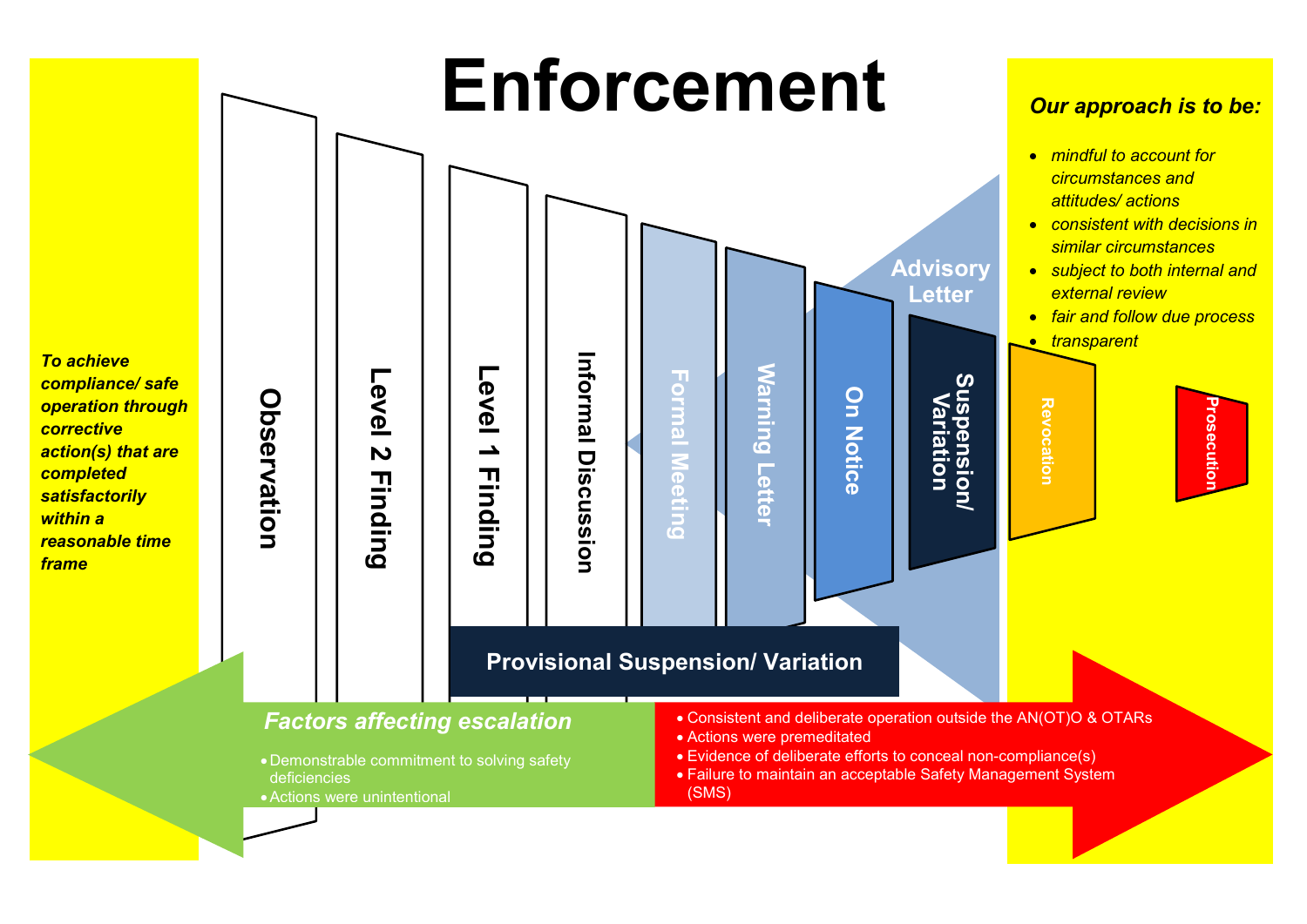# Enforcement

*To achieve compliance/ safe operation through corrective action(s) that are completed satisfactorily within a reasonable time frame*

- Observation
- Level 2 Finding
- Level 1 Finding
- Informal Discussion
- Formal Meeting
- Warning Letter
- On Notice
- Suspension/ Variation
- Revocation
- Prosecution

Advisory Letter

Provisional Suspension/ Variation

***Our approach is to be:***

- *mindful to account for circumstances and attitudes/ actions*
- *consistent with decisions in similar circumstances*
- *subject to both internal and external review*
- *fair and follow due process*
- *transparent*

## *Factors affecting escalation*

- Demonstrable commitment to solving safety deficiencies
- Actions were unintentional

- Consistent and deliberate operation outside the AN(OT)O & OTARs
- Actions were premeditated
- Evidence of deliberate efforts to conceal non-compliance(s)
- Failure to maintain an acceptable Safety Management System (SMS)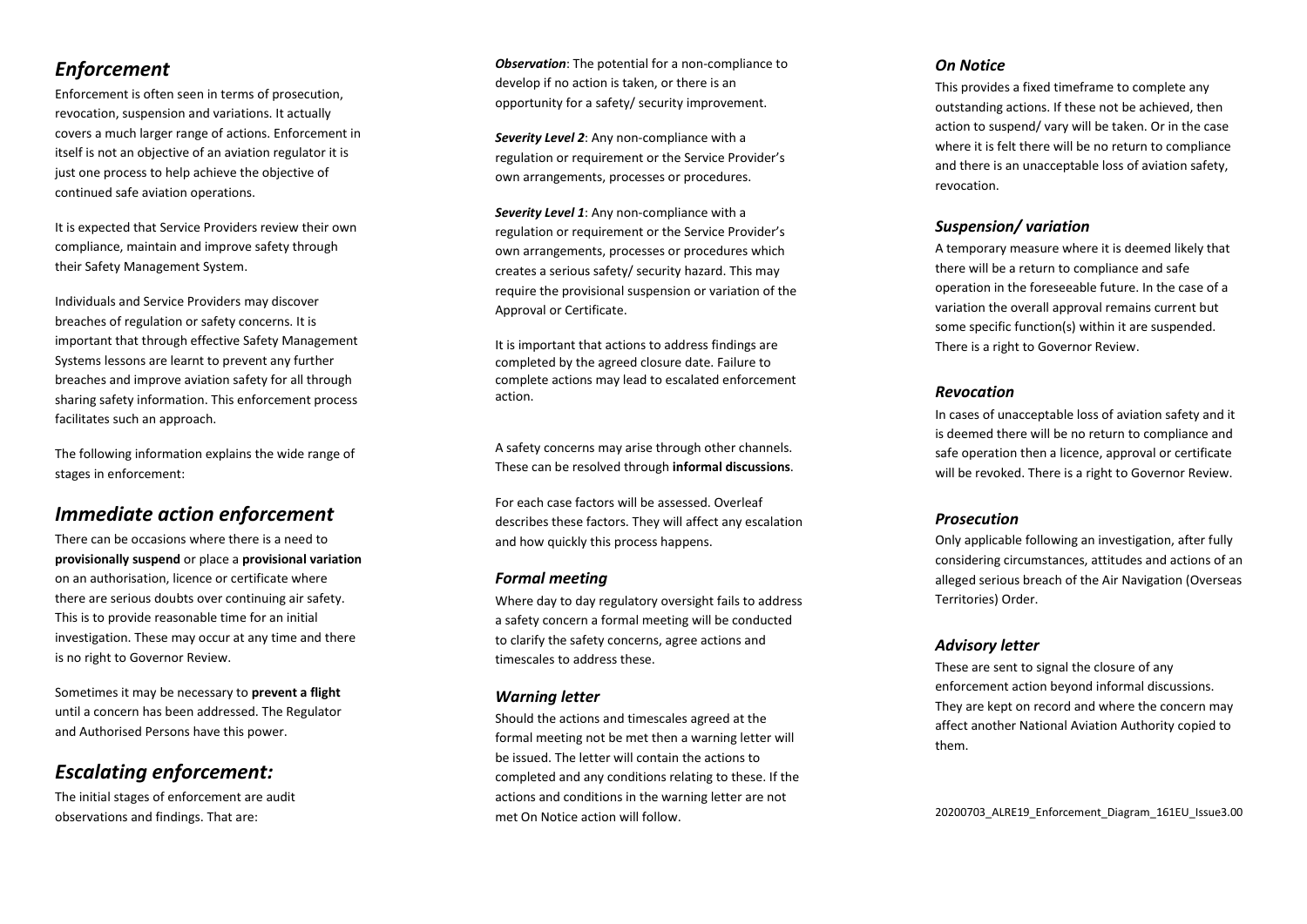## *Enforcement*

Enforcement is often seen in terms of prosecution, revocation, suspension and variations. It actually covers a much larger range of actions. Enforcement in itself is not an objective of an aviation regulator it is just one process to help achieve the objective of continued safe aviation operations.

It is expected that Service Providers review their own compliance, maintain and improve safety through their Safety Management System.

Individuals and Service Providers may discover breaches of regulation or safety concerns. It is important that through effective Safety Management Systems lessons are learnt to prevent any further breaches and improve aviation safety for all through sharing safety information. This enforcement process facilitates such an approach.

The following information explains the wide range of stages in enforcement:

## *Immediate action enforcement*

There can be occasions where there is a need to **provisionally suspend** or place a **provisional variation** on an authorisation, licence or certificate where there are serious doubts over continuing air safety. This is to provide reasonable time for an initial investigation. These may occur at any time and there is no right to Governor Review.

Sometimes it may be necessary to **prevent a flight** until a concern has been addressed. The Regulator and Authorised Persons have this power.

## *Escalating enforcement:*

The initial stages of enforcement are audit observations and findings. That are:

***Observation***: The potential for a non-compliance to develop if no action is taken, or there is an opportunity for a safety/ security improvement.

***Severity Level 2***: Any non-compliance with a regulation or requirement or the Service Provider's own arrangements, processes or procedures.

***Severity Level 1***: Any non-compliance with a regulation or requirement or the Service Provider's own arrangements, processes or procedures which creates a serious safety/ security hazard. This may require the provisional suspension or variation of the Approval or Certificate.

It is important that actions to address findings are completed by the agreed closure date. Failure to complete actions may lead to escalated enforcement action.

A safety concerns may arise through other channels. These can be resolved through **informal discussions**.

For each case factors will be assessed. Overleaf describes these factors. They will affect any escalation and how quickly this process happens.

### *Formal meeting*

Where day to day regulatory oversight fails to address a safety concern a formal meeting will be conducted to clarify the safety concerns, agree actions and timescales to address these.

### *Warning letter*

Should the actions and timescales agreed at the formal meeting not be met then a warning letter will be issued. The letter will contain the actions to completed and any conditions relating to these. If the actions and conditions in the warning letter are not met On Notice action will follow.

### *On Notice*

This provides a fixed timeframe to complete any outstanding actions. If these not be achieved, then action to suspend/ vary will be taken. Or in the case where it is felt there will be no return to compliance and there is an unacceptable loss of aviation safety, revocation.

### *Suspension/ variation*

A temporary measure where it is deemed likely that there will be a return to compliance and safe operation in the foreseeable future. In the case of a variation the overall approval remains current but some specific function(s) within it are suspended. There is a right to Governor Review.

### *Revocation*

In cases of unacceptable loss of aviation safety and it is deemed there will be no return to compliance and safe operation then a licence, approval or certificate will be revoked. There is a right to Governor Review.

### *Prosecution*

Only applicable following an investigation, after fully considering circumstances, attitudes and actions of an alleged serious breach of the Air Navigation (Overseas Territories) Order.

### *Advisory letter*

These are sent to signal the closure of any enforcement action beyond informal discussions. They are kept on record and where the concern may affect another National Aviation Authority copied to them.

20200703_ALRE19_Enforcement_Diagram_161EU_Issue3.00